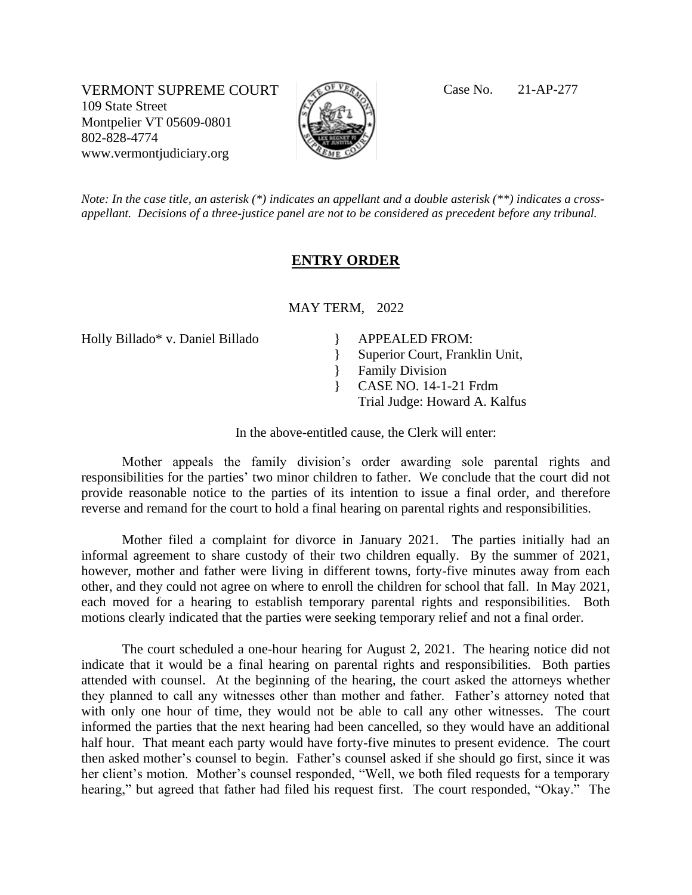VERMONT SUPREME COURT
109 State Street
Montpelier VT 05609-0801
802-828-4774
www.vermontjudiciary.org

Case No. 21-AP-277

*Note: In the case title, an asterisk (*) indicates an appellant and a double asterisk (**) indicates a cross-appellant. Decisions of a three-justice panel are not to be considered as precedent before any tribunal.*

## ENTRY ORDER

MAY TERM, 2022

Holly Billado* v. Daniel Billado

} APPEALED FROM:
} Superior Court, Franklin Unit,
} Family Division
} CASE NO. 14-1-21 Frdm
Trial Judge: Howard A. Kalfus

In the above-entitled cause, the Clerk will enter:

Mother appeals the family division's order awarding sole parental rights and responsibilities for the parties' two minor children to father. We conclude that the court did not provide reasonable notice to the parties of its intention to issue a final order, and therefore reverse and remand for the court to hold a final hearing on parental rights and responsibilities.

Mother filed a complaint for divorce in January 2021. The parties initially had an informal agreement to share custody of their two children equally. By the summer of 2021, however, mother and father were living in different towns, forty-five minutes away from each other, and they could not agree on where to enroll the children for school that fall. In May 2021, each moved for a hearing to establish temporary parental rights and responsibilities. Both motions clearly indicated that the parties were seeking temporary relief and not a final order.

The court scheduled a one-hour hearing for August 2, 2021. The hearing notice did not indicate that it would be a final hearing on parental rights and responsibilities. Both parties attended with counsel. At the beginning of the hearing, the court asked the attorneys whether they planned to call any witnesses other than mother and father. Father's attorney noted that with only one hour of time, they would not be able to call any other witnesses. The court informed the parties that the next hearing had been cancelled, so they would have an additional half hour. That meant each party would have forty-five minutes to present evidence. The court then asked mother's counsel to begin. Father's counsel asked if she should go first, since it was her client's motion. Mother's counsel responded, "Well, we both filed requests for a temporary hearing," but agreed that father had filed his request first. The court responded, "Okay." The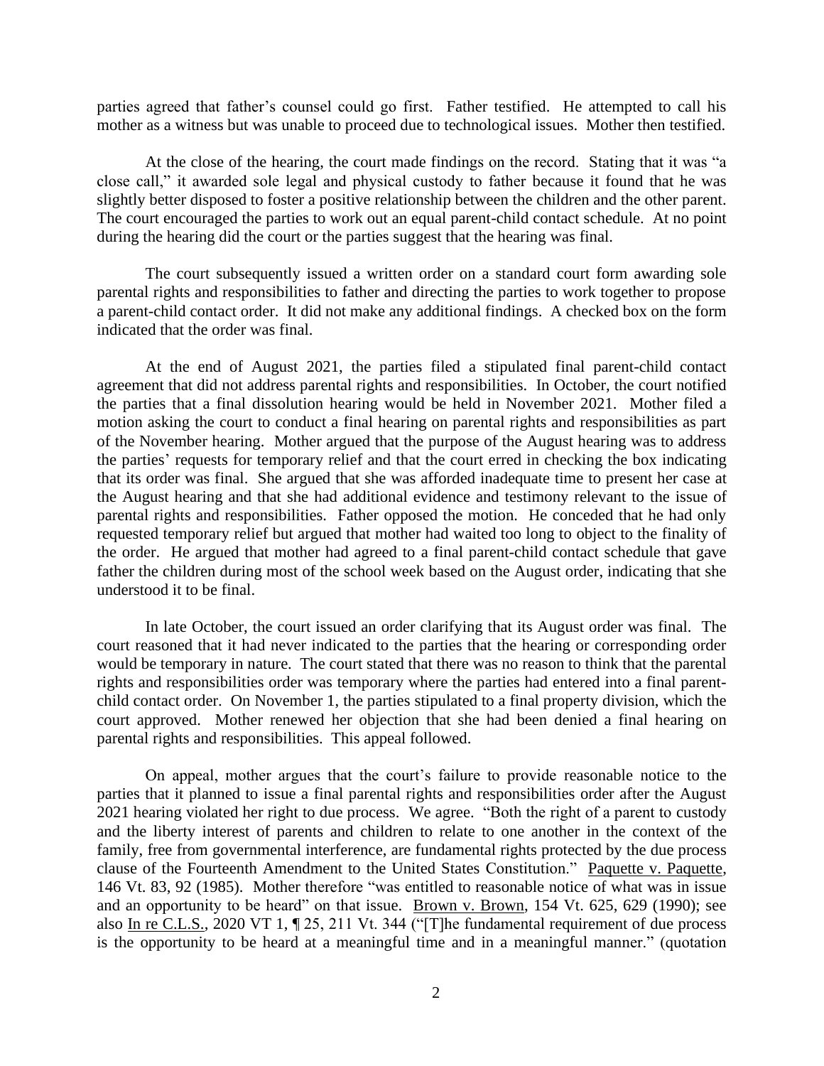parties agreed that father's counsel could go first. Father testified. He attempted to call his mother as a witness but was unable to proceed due to technological issues. Mother then testified.

At the close of the hearing, the court made findings on the record. Stating that it was "a close call," it awarded sole legal and physical custody to father because it found that he was slightly better disposed to foster a positive relationship between the children and the other parent. The court encouraged the parties to work out an equal parent-child contact schedule. At no point during the hearing did the court or the parties suggest that the hearing was final.

The court subsequently issued a written order on a standard court form awarding sole parental rights and responsibilities to father and directing the parties to work together to propose a parent-child contact order. It did not make any additional findings. A checked box on the form indicated that the order was final.

At the end of August 2021, the parties filed a stipulated final parent-child contact agreement that did not address parental rights and responsibilities. In October, the court notified the parties that a final dissolution hearing would be held in November 2021. Mother filed a motion asking the court to conduct a final hearing on parental rights and responsibilities as part of the November hearing. Mother argued that the purpose of the August hearing was to address the parties' requests for temporary relief and that the court erred in checking the box indicating that its order was final. She argued that she was afforded inadequate time to present her case at the August hearing and that she had additional evidence and testimony relevant to the issue of parental rights and responsibilities. Father opposed the motion. He conceded that he had only requested temporary relief but argued that mother had waited too long to object to the finality of the order. He argued that mother had agreed to a final parent-child contact schedule that gave father the children during most of the school week based on the August order, indicating that she understood it to be final.

In late October, the court issued an order clarifying that its August order was final. The court reasoned that it had never indicated to the parties that the hearing or corresponding order would be temporary in nature. The court stated that there was no reason to think that the parental rights and responsibilities order was temporary where the parties had entered into a final parent-child contact order. On November 1, the parties stipulated to a final property division, which the court approved. Mother renewed her objection that she had been denied a final hearing on parental rights and responsibilities. This appeal followed.

On appeal, mother argues that the court's failure to provide reasonable notice to the parties that it planned to issue a final parental rights and responsibilities order after the August 2021 hearing violated her right to due process. We agree. "Both the right of a parent to custody and the liberty interest of parents and children to relate to one another in the context of the family, free from governmental interference, are fundamental rights protected by the due process clause of the Fourteenth Amendment to the United States Constitution." Paquette v. Paquette, 146 Vt. 83, 92 (1985). Mother therefore "was entitled to reasonable notice of what was in issue and an opportunity to be heard" on that issue. Brown v. Brown, 154 Vt. 625, 629 (1990); see also In re C.L.S., 2020 VT 1, ¶ 25, 211 Vt. 344 ("[T]he fundamental requirement of due process is the opportunity to be heard at a meaningful time and in a meaningful manner." (quotation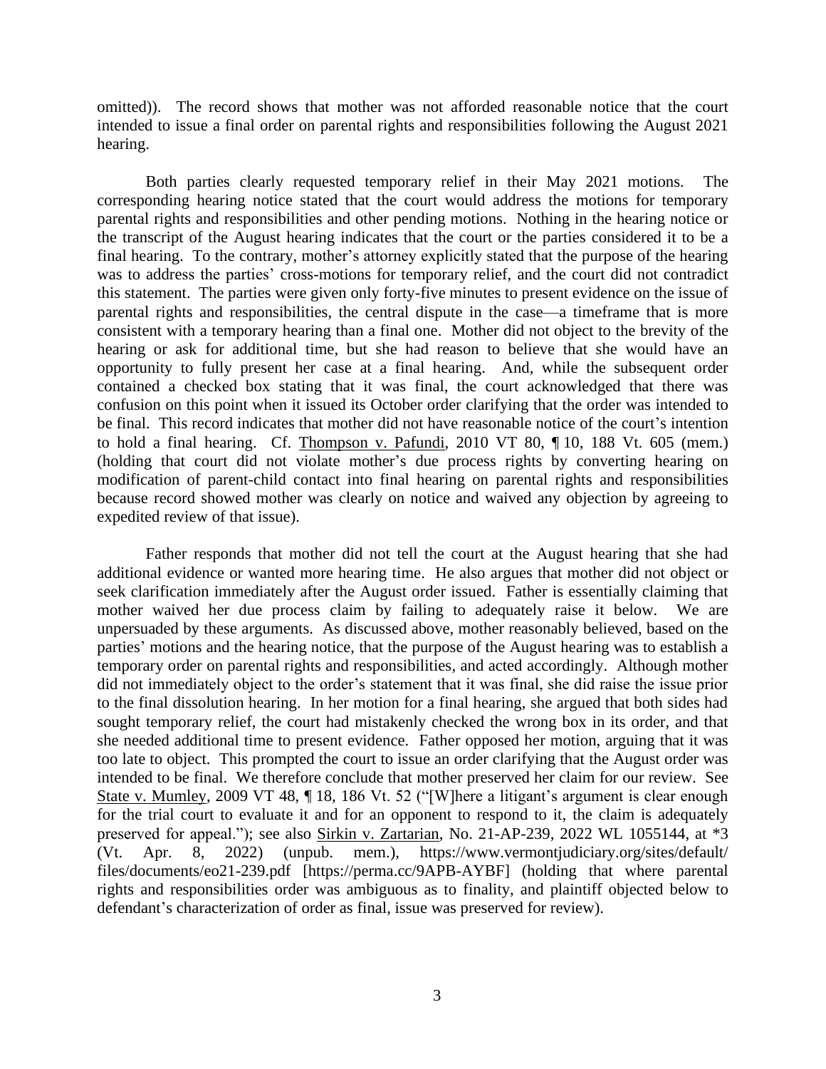omitted)). The record shows that mother was not afforded reasonable notice that the court intended to issue a final order on parental rights and responsibilities following the August 2021 hearing.

Both parties clearly requested temporary relief in their May 2021 motions. The corresponding hearing notice stated that the court would address the motions for temporary parental rights and responsibilities and other pending motions. Nothing in the hearing notice or the transcript of the August hearing indicates that the court or the parties considered it to be a final hearing. To the contrary, mother's attorney explicitly stated that the purpose of the hearing was to address the parties' cross-motions for temporary relief, and the court did not contradict this statement. The parties were given only forty-five minutes to present evidence on the issue of parental rights and responsibilities, the central dispute in the case—a timeframe that is more consistent with a temporary hearing than a final one. Mother did not object to the brevity of the hearing or ask for additional time, but she had reason to believe that she would have an opportunity to fully present her case at a final hearing. And, while the subsequent order contained a checked box stating that it was final, the court acknowledged that there was confusion on this point when it issued its October order clarifying that the order was intended to be final. This record indicates that mother did not have reasonable notice of the court's intention to hold a final hearing. Cf. Thompson v. Pafundi, 2010 VT 80, ¶ 10, 188 Vt. 605 (mem.) (holding that court did not violate mother's due process rights by converting hearing on modification of parent-child contact into final hearing on parental rights and responsibilities because record showed mother was clearly on notice and waived any objection by agreeing to expedited review of that issue).

Father responds that mother did not tell the court at the August hearing that she had additional evidence or wanted more hearing time. He also argues that mother did not object or seek clarification immediately after the August order issued. Father is essentially claiming that mother waived her due process claim by failing to adequately raise it below. We are unpersuaded by these arguments. As discussed above, mother reasonably believed, based on the parties' motions and the hearing notice, that the purpose of the August hearing was to establish a temporary order on parental rights and responsibilities, and acted accordingly. Although mother did not immediately object to the order's statement that it was final, she did raise the issue prior to the final dissolution hearing. In her motion for a final hearing, she argued that both sides had sought temporary relief, the court had mistakenly checked the wrong box in its order, and that she needed additional time to present evidence. Father opposed her motion, arguing that it was too late to object. This prompted the court to issue an order clarifying that the August order was intended to be final. We therefore conclude that mother preserved her claim for our review. See State v. Mumley, 2009 VT 48, ¶ 18, 186 Vt. 52 ("[W]here a litigant's argument is clear enough for the trial court to evaluate it and for an opponent to respond to it, the claim is adequately preserved for appeal."); see also Sirkin v. Zartarian, No. 21-AP-239, 2022 WL 1055144, at *3 (Vt. Apr. 8, 2022) (unpub. mem.), https://www.vermontjudiciary.org/sites/default/files/documents/eo21-239.pdf [https://perma.cc/9APB-AYBF] (holding that where parental rights and responsibilities order was ambiguous as to finality, and plaintiff objected below to defendant's characterization of order as final, issue was preserved for review).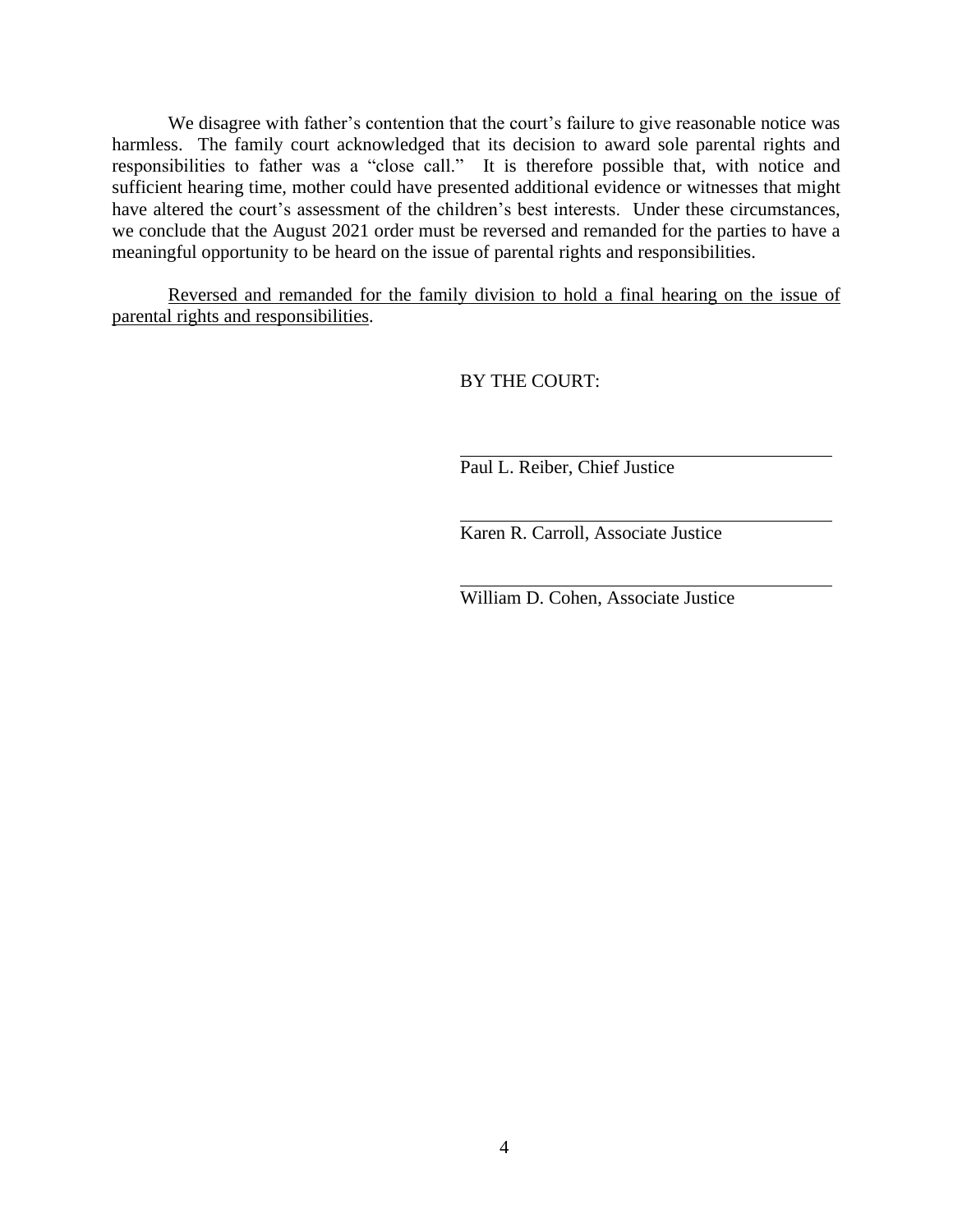We disagree with father's contention that the court's failure to give reasonable notice was harmless. The family court acknowledged that its decision to award sole parental rights and responsibilities to father was a "close call." It is therefore possible that, with notice and sufficient hearing time, mother could have presented additional evidence or witnesses that might have altered the court's assessment of the children's best interests. Under these circumstances, we conclude that the August 2021 order must be reversed and remanded for the parties to have a meaningful opportunity to be heard on the issue of parental rights and responsibilities.

Reversed and remanded for the family division to hold a final hearing on the issue of parental rights and responsibilities.

BY THE COURT:

Paul L. Reiber, Chief Justice

Karen R. Carroll, Associate Justice

William D. Cohen, Associate Justice